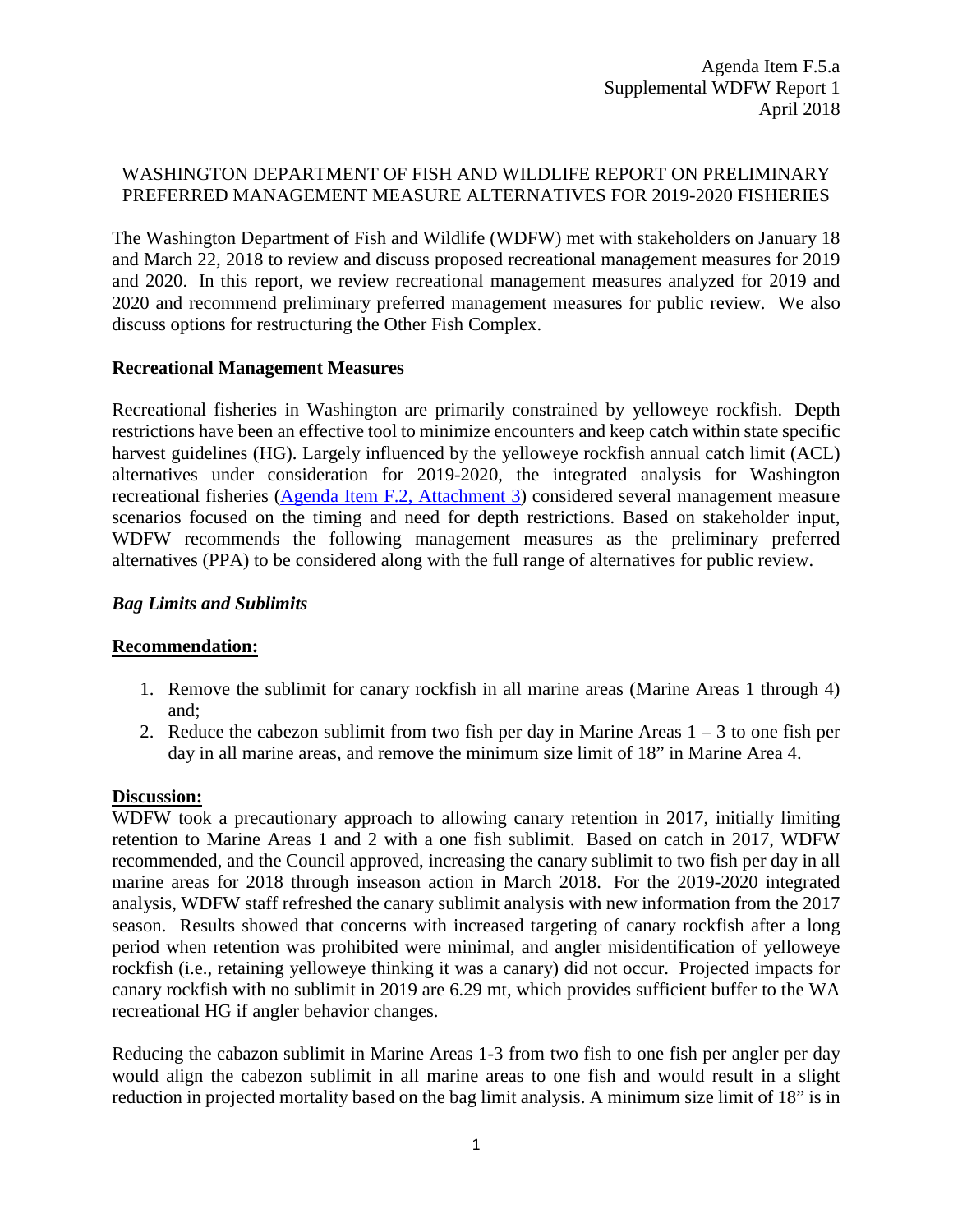Agenda Item F.5.a
Supplemental WDFW Report 1
April 2018

WASHINGTON DEPARTMENT OF FISH AND WILDLIFE REPORT ON PRELIMINARY PREFERRED MANAGEMENT MEASURE ALTERNATIVES FOR 2019-2020 FISHERIES

The Washington Department of Fish and Wildlife (WDFW) met with stakeholders on January 18 and March 22, 2018 to review and discuss proposed recreational management measures for 2019 and 2020. In this report, we review recreational management measures analyzed for 2019 and 2020 and recommend preliminary preferred management measures for public review. We also discuss options for restructuring the Other Fish Complex.

**Recreational Management Measures**

Recreational fisheries in Washington are primarily constrained by yelloweye rockfish. Depth restrictions have been an effective tool to minimize encounters and keep catch within state specific harvest guidelines (HG). Largely influenced by the yelloweye rockfish annual catch limit (ACL) alternatives under consideration for 2019-2020, the integrated analysis for Washington recreational fisheries (Agenda Item F.2, Attachment 3) considered several management measure scenarios focused on the timing and need for depth restrictions. Based on stakeholder input, WDFW recommends the following management measures as the preliminary preferred alternatives (PPA) to be considered along with the full range of alternatives for public review.

***Bag Limits and Sublimits***

**Recommendation:**

1. Remove the sublimit for canary rockfish in all marine areas (Marine Areas 1 through 4) and;
2. Reduce the cabezon sublimit from two fish per day in Marine Areas 1 – 3 to one fish per day in all marine areas, and remove the minimum size limit of 18" in Marine Area 4.

**Discussion:**

WDFW took a precautionary approach to allowing canary retention in 2017, initially limiting retention to Marine Areas 1 and 2 with a one fish sublimit. Based on catch in 2017, WDFW recommended, and the Council approved, increasing the canary sublimit to two fish per day in all marine areas for 2018 through inseason action in March 2018. For the 2019-2020 integrated analysis, WDFW staff refreshed the canary sublimit analysis with new information from the 2017 season. Results showed that concerns with increased targeting of canary rockfish after a long period when retention was prohibited were minimal, and angler misidentification of yelloweye rockfish (i.e., retaining yelloweye thinking it was a canary) did not occur. Projected impacts for canary rockfish with no sublimit in 2019 are 6.29 mt, which provides sufficient buffer to the WA recreational HG if angler behavior changes.

Reducing the cabazon sublimit in Marine Areas 1-3 from two fish to one fish per angler per day would align the cabezon sublimit in all marine areas to one fish and would result in a slight reduction in projected mortality based on the bag limit analysis. A minimum size limit of 18" is in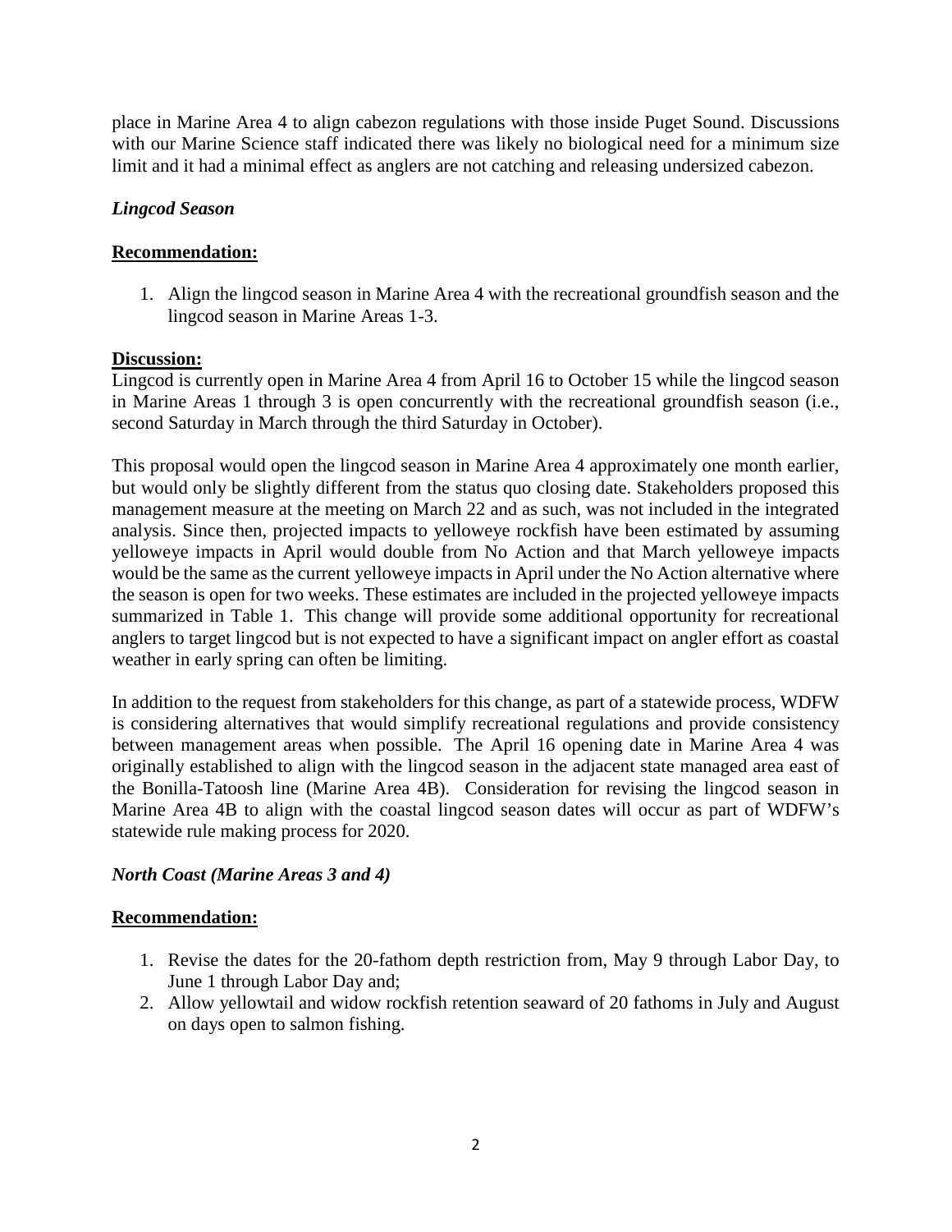place in Marine Area 4 to align cabezon regulations with those inside Puget Sound. Discussions with our Marine Science staff indicated there was likely no biological need for a minimum size limit and it had a minimal effect as anglers are not catching and releasing undersized cabezon.

### *Lingcod Season*

**Recommendation:**

1. Align the lingcod season in Marine Area 4 with the recreational groundfish season and the lingcod season in Marine Areas 1-3.

**Discussion:**

Lingcod is currently open in Marine Area 4 from April 16 to October 15 while the lingcod season in Marine Areas 1 through 3 is open concurrently with the recreational groundfish season (i.e., second Saturday in March through the third Saturday in October).

This proposal would open the lingcod season in Marine Area 4 approximately one month earlier, but would only be slightly different from the status quo closing date. Stakeholders proposed this management measure at the meeting on March 22 and as such, was not included in the integrated analysis. Since then, projected impacts to yelloweye rockfish have been estimated by assuming yelloweye impacts in April would double from No Action and that March yelloweye impacts would be the same as the current yelloweye impacts in April under the No Action alternative where the season is open for two weeks. These estimates are included in the projected yelloweye impacts summarized in Table 1. This change will provide some additional opportunity for recreational anglers to target lingcod but is not expected to have a significant impact on angler effort as coastal weather in early spring can often be limiting.

In addition to the request from stakeholders for this change, as part of a statewide process, WDFW is considering alternatives that would simplify recreational regulations and provide consistency between management areas when possible. The April 16 opening date in Marine Area 4 was originally established to align with the lingcod season in the adjacent state managed area east of the Bonilla-Tatoosh line (Marine Area 4B). Consideration for revising the lingcod season in Marine Area 4B to align with the coastal lingcod season dates will occur as part of WDFW's statewide rule making process for 2020.

### *North Coast (Marine Areas 3 and 4)*

**Recommendation:**

1. Revise the dates for the 20-fathom depth restriction from, May 9 through Labor Day, to June 1 through Labor Day and;
2. Allow yellowtail and widow rockfish retention seaward of 20 fathoms in July and August on days open to salmon fishing.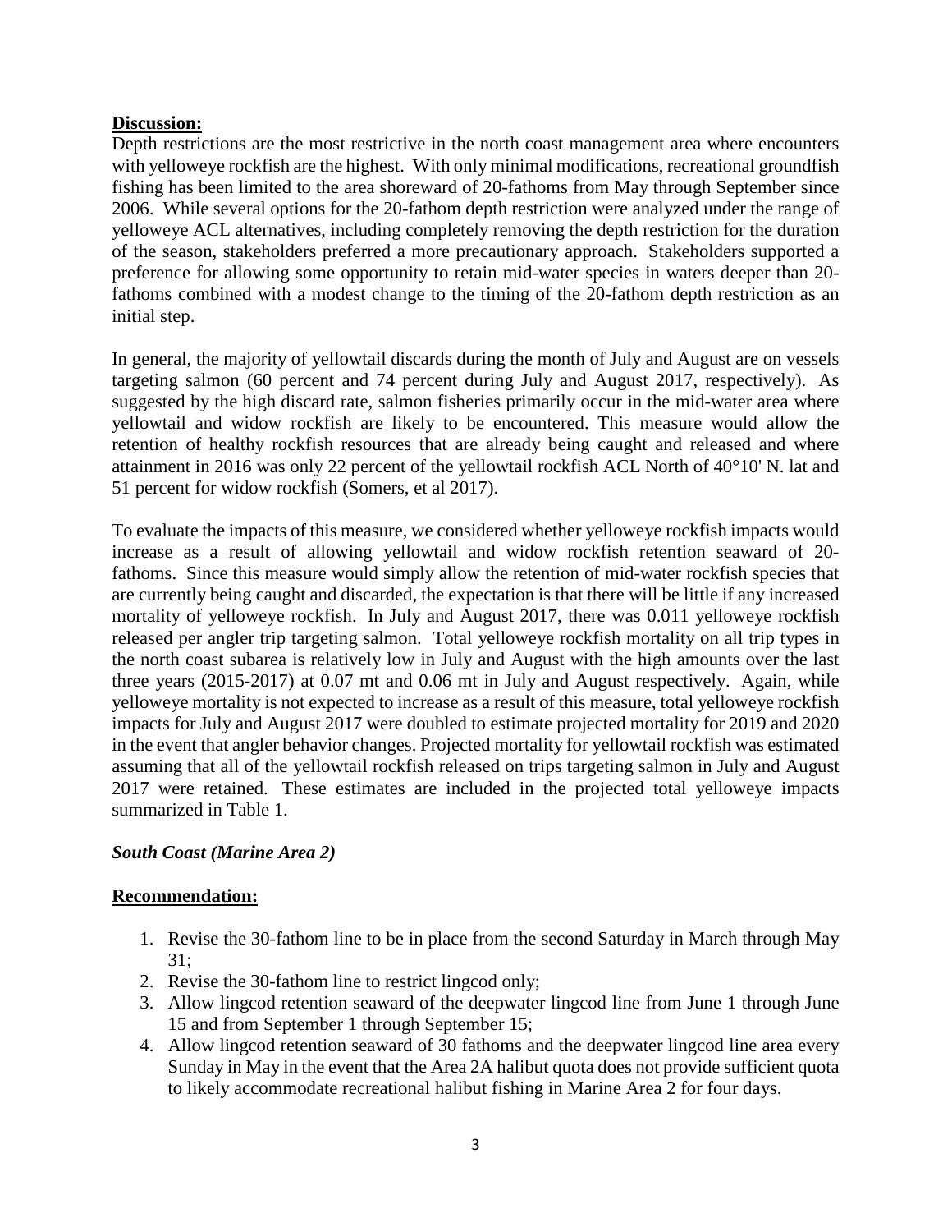**Discussion:**

Depth restrictions are the most restrictive in the north coast management area where encounters with yelloweye rockfish are the highest. With only minimal modifications, recreational groundfish fishing has been limited to the area shoreward of 20-fathoms from May through September since 2006. While several options for the 20-fathom depth restriction were analyzed under the range of yelloweye ACL alternatives, including completely removing the depth restriction for the duration of the season, stakeholders preferred a more precautionary approach. Stakeholders supported a preference for allowing some opportunity to retain mid-water species in waters deeper than 20-fathoms combined with a modest change to the timing of the 20-fathom depth restriction as an initial step.

In general, the majority of yellowtail discards during the month of July and August are on vessels targeting salmon (60 percent and 74 percent during July and August 2017, respectively). As suggested by the high discard rate, salmon fisheries primarily occur in the mid-water area where yellowtail and widow rockfish are likely to be encountered. This measure would allow the retention of healthy rockfish resources that are already being caught and released and where attainment in 2016 was only 22 percent of the yellowtail rockfish ACL North of 40°10' N. lat and 51 percent for widow rockfish (Somers, et al 2017).

To evaluate the impacts of this measure, we considered whether yelloweye rockfish impacts would increase as a result of allowing yellowtail and widow rockfish retention seaward of 20-fathoms. Since this measure would simply allow the retention of mid-water rockfish species that are currently being caught and discarded, the expectation is that there will be little if any increased mortality of yelloweye rockfish. In July and August 2017, there was 0.011 yelloweye rockfish released per angler trip targeting salmon. Total yelloweye rockfish mortality on all trip types in the north coast subarea is relatively low in July and August with the high amounts over the last three years (2015-2017) at 0.07 mt and 0.06 mt in July and August respectively. Again, while yelloweye mortality is not expected to increase as a result of this measure, total yelloweye rockfish impacts for July and August 2017 were doubled to estimate projected mortality for 2019 and 2020 in the event that angler behavior changes. Projected mortality for yellowtail rockfish was estimated assuming that all of the yellowtail rockfish released on trips targeting salmon in July and August 2017 were retained. These estimates are included in the projected total yelloweye impacts summarized in Table 1.

### *South Coast (Marine Area 2)*

**Recommendation:**

1. Revise the 30-fathom line to be in place from the second Saturday in March through May 31;
2. Revise the 30-fathom line to restrict lingcod only;
3. Allow lingcod retention seaward of the deepwater lingcod line from June 1 through June 15 and from September 1 through September 15;
4. Allow lingcod retention seaward of 30 fathoms and the deepwater lingcod line area every Sunday in May in the event that the Area 2A halibut quota does not provide sufficient quota to likely accommodate recreational halibut fishing in Marine Area 2 for four days.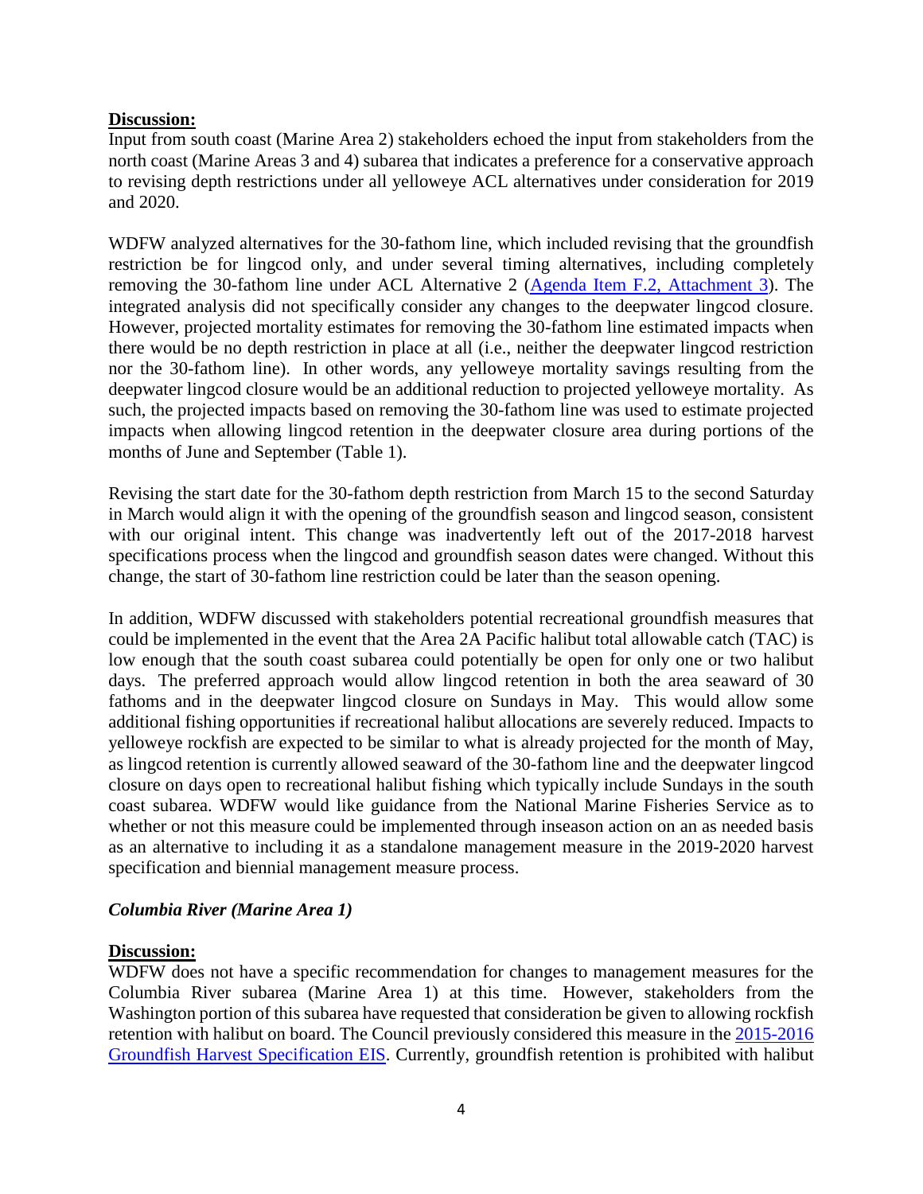**Discussion:**
Input from south coast (Marine Area 2) stakeholders echoed the input from stakeholders from the north coast (Marine Areas 3 and 4) subarea that indicates a preference for a conservative approach to revising depth restrictions under all yelloweye ACL alternatives under consideration for 2019 and 2020.

WDFW analyzed alternatives for the 30-fathom line, which included revising that the groundfish restriction be for lingcod only, and under several timing alternatives, including completely removing the 30-fathom line under ACL Alternative 2 ([Agenda Item F.2, Attachment 3]()). The integrated analysis did not specifically consider any changes to the deepwater lingcod closure. However, projected mortality estimates for removing the 30-fathom line estimated impacts when there would be no depth restriction in place at all (i.e., neither the deepwater lingcod restriction nor the 30-fathom line). In other words, any yelloweye mortality savings resulting from the deepwater lingcod closure would be an additional reduction to projected yelloweye mortality. As such, the projected impacts based on removing the 30-fathom line was used to estimate projected impacts when allowing lingcod retention in the deepwater closure area during portions of the months of June and September (Table 1).

Revising the start date for the 30-fathom depth restriction from March 15 to the second Saturday in March would align it with the opening of the groundfish season and lingcod season, consistent with our original intent. This change was inadvertently left out of the 2017-2018 harvest specifications process when the lingcod and groundfish season dates were changed. Without this change, the start of 30-fathom line restriction could be later than the season opening.

In addition, WDFW discussed with stakeholders potential recreational groundfish measures that could be implemented in the event that the Area 2A Pacific halibut total allowable catch (TAC) is low enough that the south coast subarea could potentially be open for only one or two halibut days. The preferred approach would allow lingcod retention in both the area seaward of 30 fathoms and in the deepwater lingcod closure on Sundays in May. This would allow some additional fishing opportunities if recreational halibut allocations are severely reduced. Impacts to yelloweye rockfish are expected to be similar to what is already projected for the month of May, as lingcod retention is currently allowed seaward of the 30-fathom line and the deepwater lingcod closure on days open to recreational halibut fishing which typically include Sundays in the south coast subarea. WDFW would like guidance from the National Marine Fisheries Service as to whether or not this measure could be implemented through inseason action on an as needed basis as an alternative to including it as a standalone management measure in the 2019-2020 harvest specification and biennial management measure process.

### *Columbia River (Marine Area 1)*

**Discussion:**
WDFW does not have a specific recommendation for changes to management measures for the Columbia River subarea (Marine Area 1) at this time. However, stakeholders from the Washington portion of this subarea have requested that consideration be given to allowing rockfish retention with halibut on board. The Council previously considered this measure in the [2015-2016 Groundfish Harvest Specification EIS](). Currently, groundfish retention is prohibited with halibut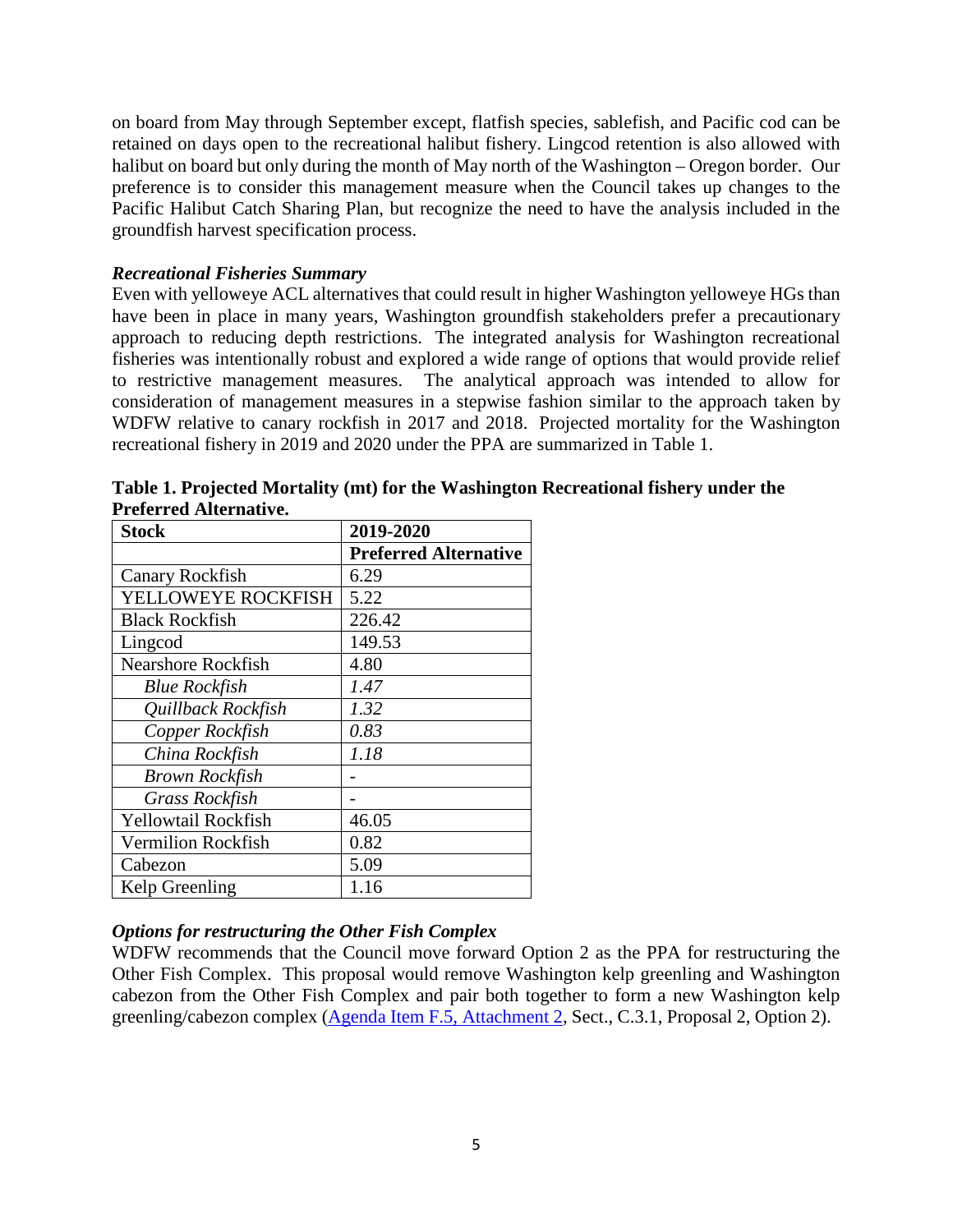on board from May through September except, flatfish species, sablefish, and Pacific cod can be retained on days open to the recreational halibut fishery. Lingcod retention is also allowed with halibut on board but only during the month of May north of the Washington – Oregon border. Our preference is to consider this management measure when the Council takes up changes to the Pacific Halibut Catch Sharing Plan, but recognize the need to have the analysis included in the groundfish harvest specification process.

***Recreational Fisheries Summary***

Even with yelloweye ACL alternatives that could result in higher Washington yelloweye HGs than have been in place in many years, Washington groundfish stakeholders prefer a precautionary approach to reducing depth restrictions. The integrated analysis for Washington recreational fisheries was intentionally robust and explored a wide range of options that would provide relief to restrictive management measures. The analytical approach was intended to allow for consideration of management measures in a stepwise fashion similar to the approach taken by WDFW relative to canary rockfish in 2017 and 2018. Projected mortality for the Washington recreational fishery in 2019 and 2020 under the PPA are summarized in Table 1.

**Table 1. Projected Mortality (mt) for the Washington Recreational fishery under the Preferred Alternative.**

| **Stock** | **2019-2020** |
|---|---|
| | **Preferred Alternative** |
| Canary Rockfish | 6.29 |
| YELLOWEYE ROCKFISH | 5.22 |
| Black Rockfish | 226.42 |
| Lingcod | 149.53 |
| Nearshore Rockfish | 4.80 |
| *Blue Rockfish* | *1.47* |
| *Quillback Rockfish* | *1.32* |
| *Copper Rockfish* | *0.83* |
| *China Rockfish* | *1.18* |
| *Brown Rockfish* | - |
| *Grass Rockfish* | - |
| Yellowtail Rockfish | 46.05 |
| Vermilion Rockfish | 0.82 |
| Cabezon | 5.09 |
| Kelp Greenling | 1.16 |

***Options for restructuring the Other Fish Complex***

WDFW recommends that the Council move forward Option 2 as the PPA for restructuring the Other Fish Complex. This proposal would remove Washington kelp greenling and Washington cabezon from the Other Fish Complex and pair both together to form a new Washington kelp greenling/cabezon complex (Agenda Item F.5, Attachment 2, Sect., C.3.1, Proposal 2, Option 2).